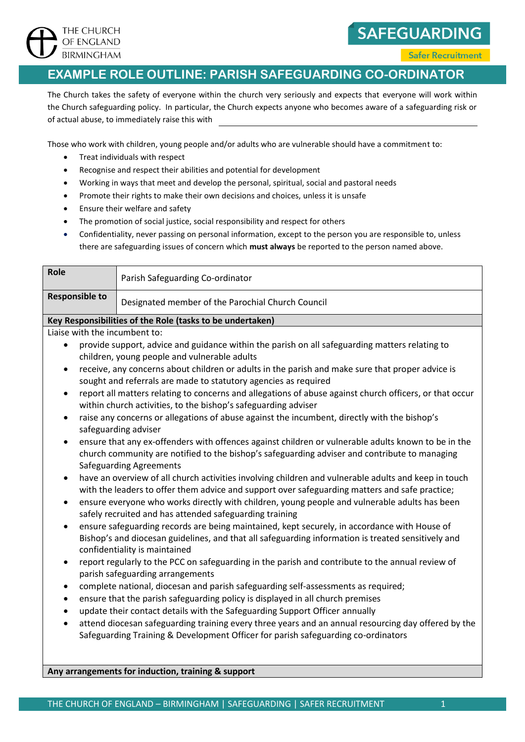THE CHURCH OF ENGLAND BIRMINGHAM

**SAFEGUARDING**

Safer Recruitment

# EXAMPLE ROLE OUTLINE: PARISH SAFEGUARDING CO-ORDINATOR

The Church takes the safety of everyone within the church very seriously and expects that everyone will work within the Church safeguarding policy. In particular, the Church expects anyone who becomes aware of a safeguarding risk or of actual abuse, to immediately raise this with ______________________________

Those who work with children, young people and/or adults who are vulnerable should have a commitment to:

- Treat individuals with respect
- Recognise and respect their abilities and potential for development
- Working in ways that meet and develop the personal, spiritual, social and pastoral needs
- Promote their rights to make their own decisions and choices, unless it is unsafe
- Ensure their welfare and safety
- The promotion of social justice, social responsibility and respect for others
- Confidentiality, never passing on personal information, except to the person you are responsible to, unless there are safeguarding issues of concern which **must always** be reported to the person named above.

| **Role** | Parish Safeguarding Co-ordinator |
|---|---|
| **Responsible to** | Designated member of the Parochial Church Council |

**Key Responsibilities of the Role (tasks to be undertaken)**

Liaise with the incumbent to:

- provide support, advice and guidance within the parish on all safeguarding matters relating to children, young people and vulnerable adults
- receive, any concerns about children or adults in the parish and make sure that proper advice is sought and referrals are made to statutory agencies as required
- report all matters relating to concerns and allegations of abuse against church officers, or that occur within church activities, to the bishop's safeguarding adviser
- raise any concerns or allegations of abuse against the incumbent, directly with the bishop's safeguarding adviser
- ensure that any ex-offenders with offences against children or vulnerable adults known to be in the church community are notified to the bishop's safeguarding adviser and contribute to managing Safeguarding Agreements
- have an overview of all church activities involving children and vulnerable adults and keep in touch with the leaders to offer them advice and support over safeguarding matters and safe practice;
- ensure everyone who works directly with children, young people and vulnerable adults has been safely recruited and has attended safeguarding training
- ensure safeguarding records are being maintained, kept securely, in accordance with House of Bishop's and diocesan guidelines, and that all safeguarding information is treated sensitively and confidentiality is maintained
- report regularly to the PCC on safeguarding in the parish and contribute to the annual review of parish safeguarding arrangements
- complete national, diocesan and parish safeguarding self-assessments as required;
- ensure that the parish safeguarding policy is displayed in all church premises
- update their contact details with the Safeguarding Support Officer annually
- attend diocesan safeguarding training every three years and an annual resourcing day offered by the Safeguarding Training & Development Officer for parish safeguarding co-ordinators

**Any arrangements for induction, training & support**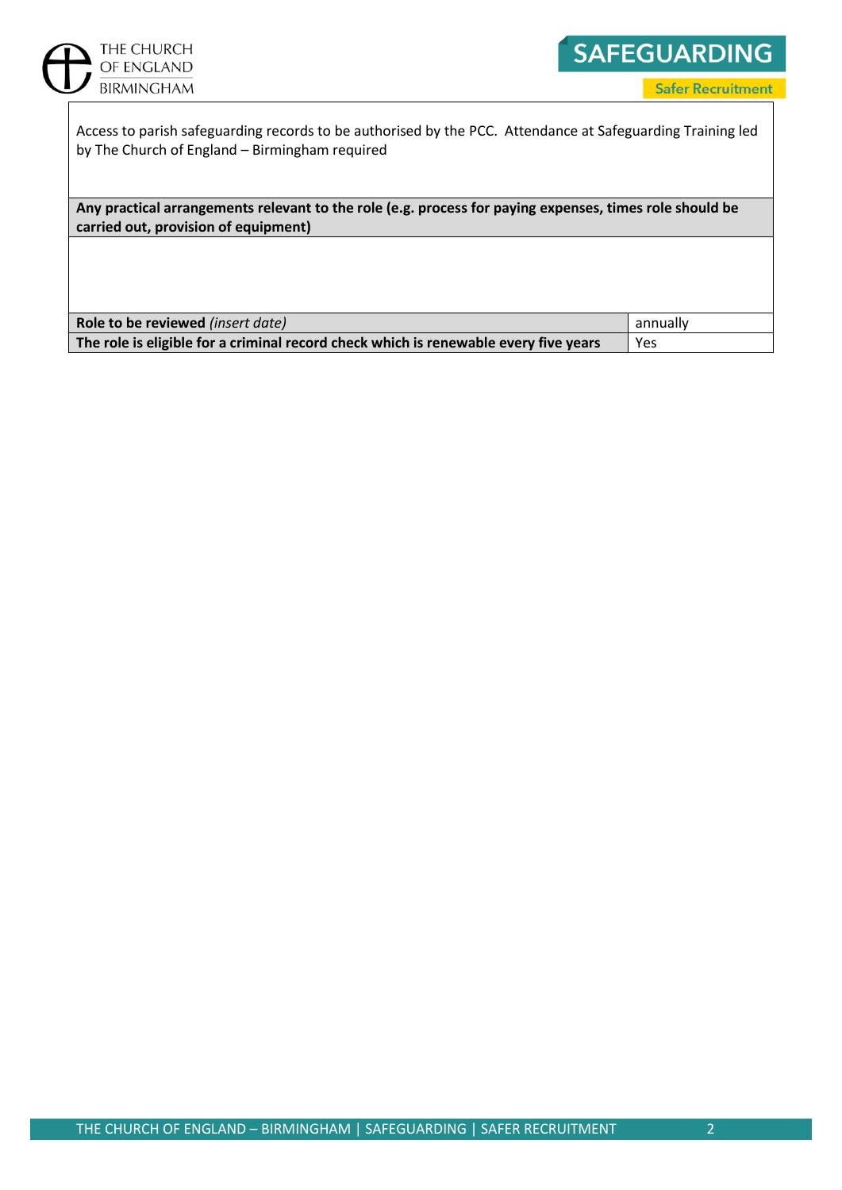Access to parish safeguarding records to be authorised by the PCC.  Attendance at Safeguarding Training led by The Church of England – Birmingham required

**Any practical arrangements relevant to the role (e.g. process for paying expenses, times role should be carried out, provision of equipment)**

| | |
|---|---|
| **Role to be reviewed** *(insert date)* | annually |
| **The role is eligible for a criminal record check which is renewable every five years** | Yes |